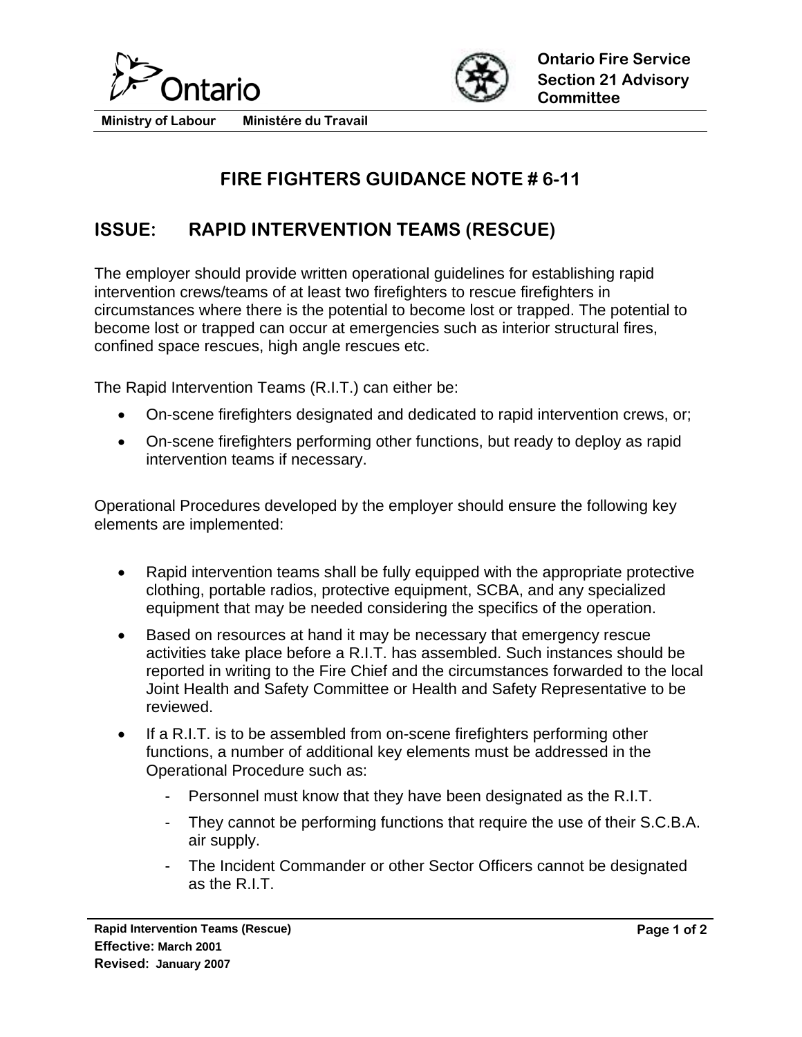Ontario

Ministry of Labour     Ministére du Travail

**Ontario Fire Service Section 21 Advisory Committee**

# FIRE FIGHTERS GUIDANCE NOTE # 6-11

## ISSUE: RAPID INTERVENTION TEAMS (RESCUE)

The employer should provide written operational guidelines for establishing rapid intervention crews/teams of at least two firefighters to rescue firefighters in circumstances where there is the potential to become lost or trapped. The potential to become lost or trapped can occur at emergencies such as interior structural fires, confined space rescues, high angle rescues etc.

The Rapid Intervention Teams (R.I.T.) can either be:

- On-scene firefighters designated and dedicated to rapid intervention crews, or;
- On-scene firefighters performing other functions, but ready to deploy as rapid intervention teams if necessary.

Operational Procedures developed by the employer should ensure the following key elements are implemented:

- Rapid intervention teams shall be fully equipped with the appropriate protective clothing, portable radios, protective equipment, SCBA, and any specialized equipment that may be needed considering the specifics of the operation.
- Based on resources at hand it may be necessary that emergency rescue activities take place before a R.I.T. has assembled. Such instances should be reported in writing to the Fire Chief and the circumstances forwarded to the local Joint Health and Safety Committee or Health and Safety Representative to be reviewed.
- If a R.I.T. is to be assembled from on-scene firefighters performing other functions, a number of additional key elements must be addressed in the Operational Procedure such as:
  - Personnel must know that they have been designated as the R.I.T.
  - They cannot be performing functions that require the use of their S.C.B.A. air supply.
  - The Incident Commander or other Sector Officers cannot be designated as the R.I.T.

**Rapid Intervention Teams (Rescue)**
**Effective:** March 2001
**Revised:** January 2007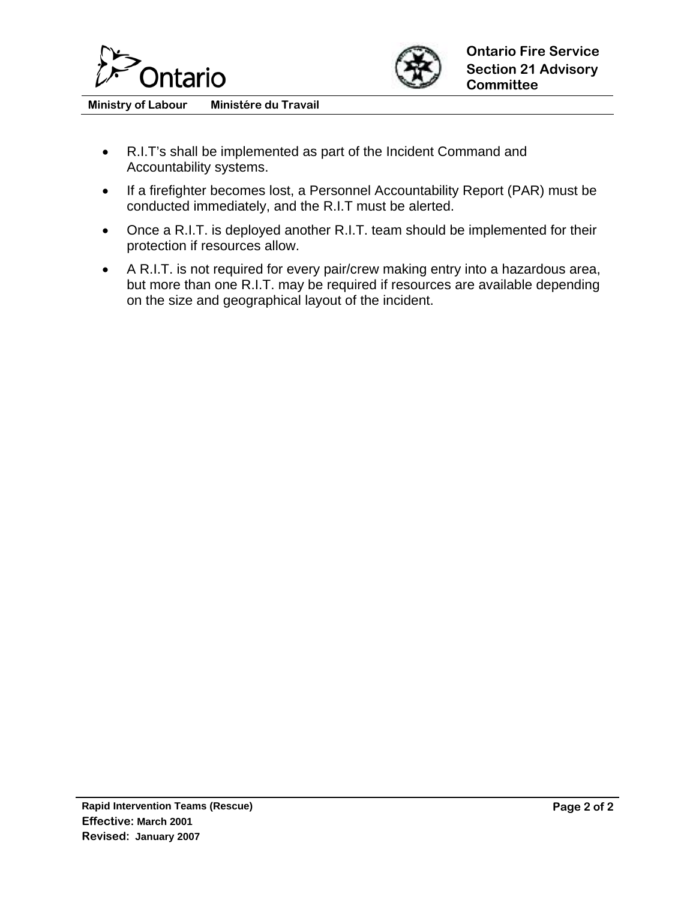- R.I.T's shall be implemented as part of the Incident Command and Accountability systems.
- If a firefighter becomes lost, a Personnel Accountability Report (PAR) must be conducted immediately, and the R.I.T must be alerted.
- Once a R.I.T. is deployed another R.I.T. team should be implemented for their protection if resources allow.
- A R.I.T. is not required for every pair/crew making entry into a hazardous area, but more than one R.I.T. may be required if resources are available depending on the size and geographical layout of the incident.